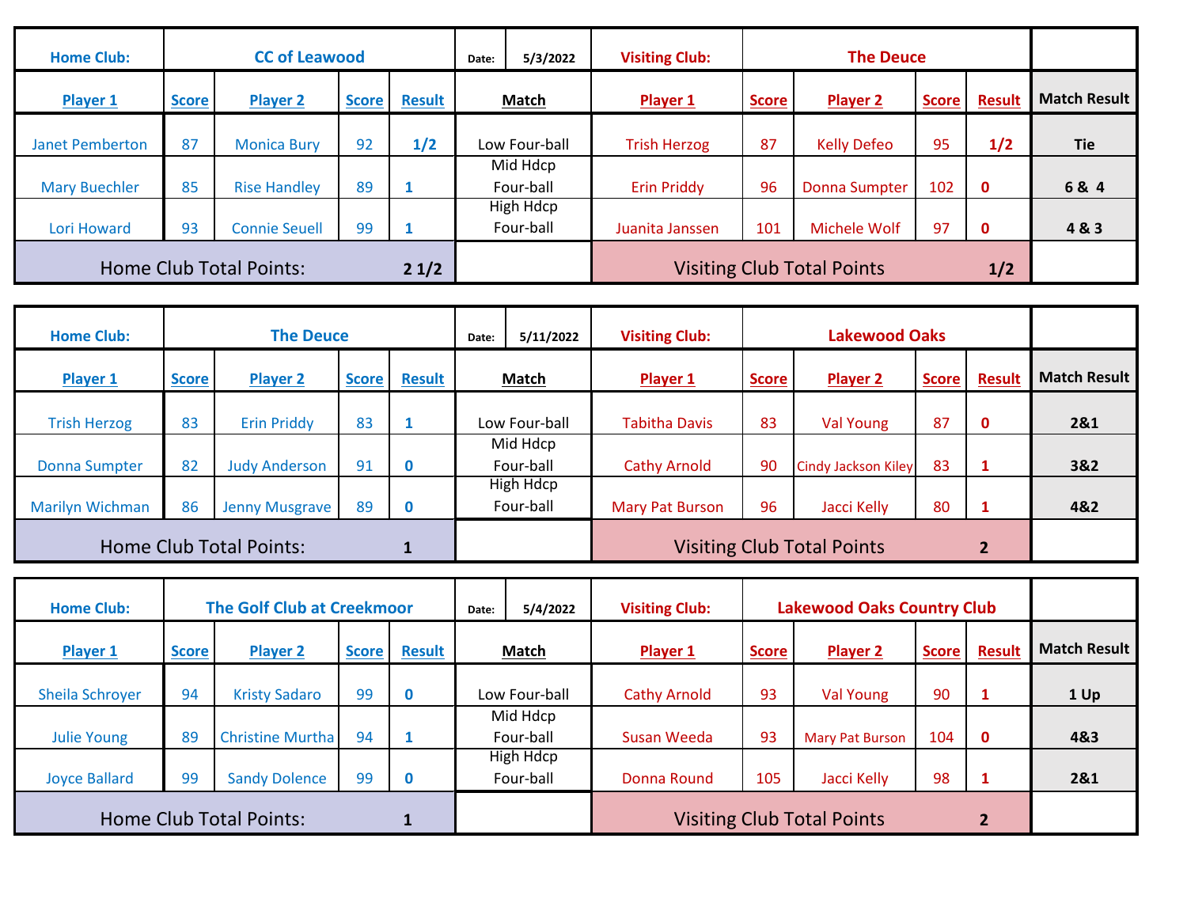| Home Club: | CC of Leawood | | | | Date: 5/3/2022 | Visiting Club: | The Deuce | | | | |
|---|---|---|---|---|---|---|---|---|---|---|---|
| **Player 1** | **Score** | **Player 2** | **Score** | **Result** | **Match** | **Player 1** | **Score** | **Player 2** | **Score** | **Result** | **Match Result** |
| Janet Pemberton | 87 | Monica Bury | 92 | **1/2** | Low Four-ball | Trish Herzog | 87 | Kelly Defeo | 95 | **1/2** | **Tie** |
| Mary Buechler | 85 | Rise Handley | 89 | **1** | Mid Hdcp Four-ball | Erin Priddy | 96 | Donna Sumpter | 102 | **0** | **6 & 4** |
| Lori Howard | 93 | Connie Seuell | 99 | **1** | High Hdcp Four-ball | Juanita Janssen | 101 | Michele Wolf | 97 | **0** | **4 & 3** |
| Home Club Total Points: | | | | **2 1/2** | | Visiting Club Total Points | | | | **1/2** | |

| Home Club: | The Deuce | | | | Date: 5/11/2022 | Visiting Club: | Lakewood Oaks | | | | |
|---|---|---|---|---|---|---|---|---|---|---|---|
| **Player 1** | **Score** | **Player 2** | **Score** | **Result** | **Match** | **Player 1** | **Score** | **Player 2** | **Score** | **Result** | **Match Result** |
| Trish Herzog | 83 | Erin Priddy | 83 | **1** | Low Four-ball | Tabitha Davis | 83 | Val Young | 87 | **0** | **2&1** |
| Donna Sumpter | 82 | Judy Anderson | 91 | **0** | Mid Hdcp Four-ball | Cathy Arnold | 90 | Cindy Jackson Kiley | 83 | **1** | **3&2** |
| Marilyn Wichman | 86 | Jenny Musgrave | 89 | **0** | High Hdcp Four-ball | Mary Pat Burson | 96 | Jacci Kelly | 80 | **1** | **4&2** |
| Home Club Total Points: | | | | **1** | | Visiting Club Total Points | | | | **2** | |

| Home Club: | The Golf Club at Creekmoor | | | | Date: 5/4/2022 | Visiting Club: | Lakewood Oaks Country Club | | | | |
|---|---|---|---|---|---|---|---|---|---|---|---|
| **Player 1** | **Score** | **Player 2** | **Score** | **Result** | **Match** | **Player 1** | **Score** | **Player 2** | **Score** | **Result** | **Match Result** |
| Sheila Schroyer | 94 | Kristy Sadaro | 99 | **0** | Low Four-ball | Cathy Arnold | 93 | Val Young | 90 | **1** | **1 Up** |
| Julie Young | 89 | Christine Murtha | 94 | **1** | Mid Hdcp Four-ball | Susan Weeda | 93 | Mary Pat Burson | 104 | **0** | **4&3** |
| Joyce Ballard | 99 | Sandy Dolence | 99 | **0** | High Hdcp Four-ball | Donna Round | 105 | Jacci Kelly | 98 | **1** | **2&1** |
| Home Club Total Points: | | | | **1** | | Visiting Club Total Points | | | | **2** | |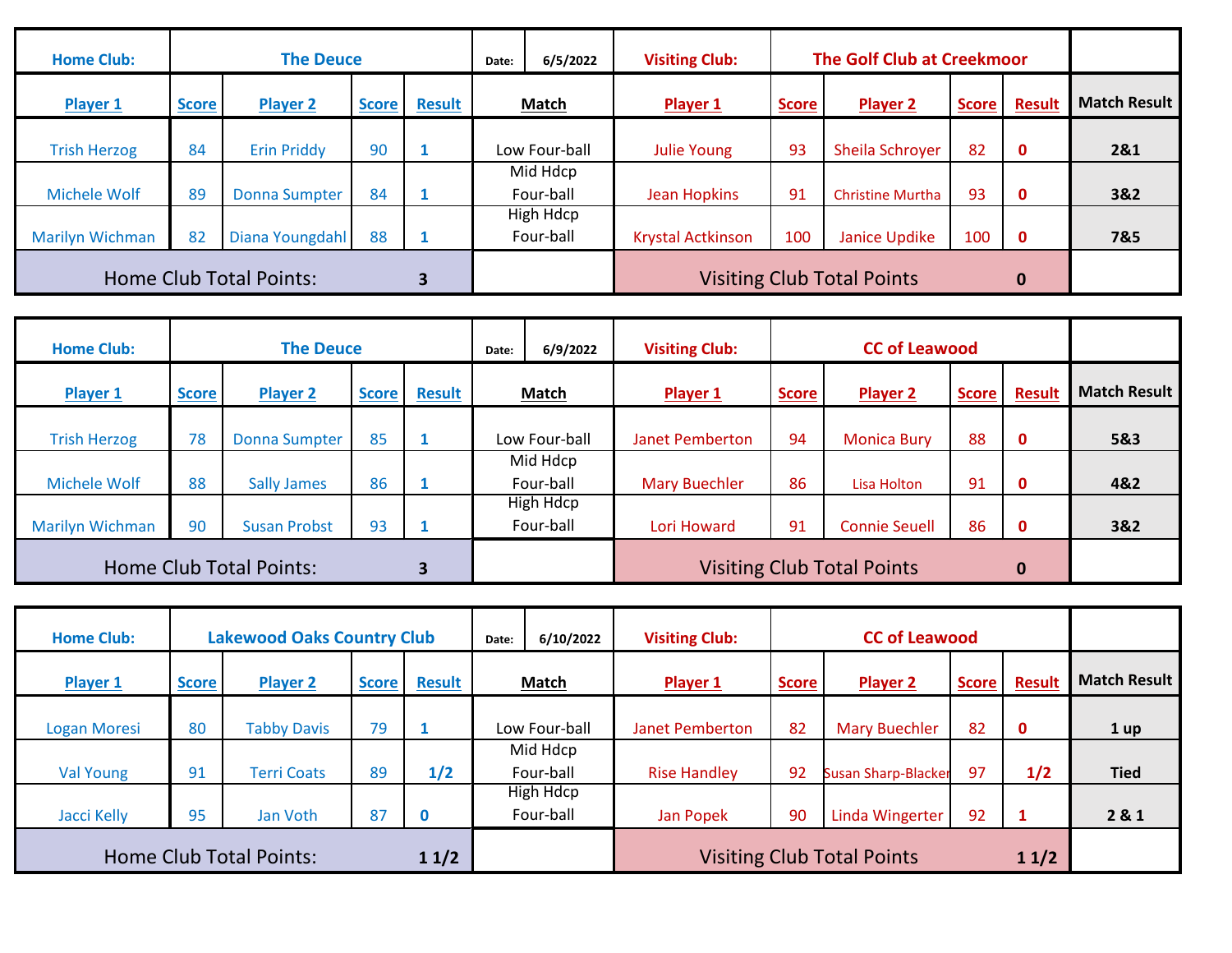| Home Club: | The Deuce | | | | Date: 6/5/2022 | Visiting Club: | The Golf Club at Creekmoor | | | | |
|---|---|---|---|---|---|---|---|---|---|---|---|
| **Player 1** | **Score** | **Player 2** | **Score** | **Result** | **Match** | **Player 1** | **Score** | **Player 2** | **Score** | **Result** | **Match Result** |
| Trish Herzog | 84 | Erin Priddy | 90 | 1 | Low Four-ball | Julie Young | 93 | Sheila Schroyer | 82 | 0 | 2&1 |
| Michele Wolf | 89 | Donna Sumpter | 84 | 1 | Mid Hdcp Four-ball | Jean Hopkins | 91 | Christine Murtha | 93 | 0 | 3&2 |
| Marilyn Wichman | 82 | Diana Youngdahl | 88 | 1 | High Hdcp Four-ball | Krystal Actkinson | 100 | Janice Updike | 100 | 0 | 7&5 |
| Home Club Total Points: | | | | 3 | | Visiting Club Total Points | | | | 0 | |

| Home Club: | The Deuce | | | | Date: 6/9/2022 | Visiting Club: | CC of Leawood | | | | |
|---|---|---|---|---|---|---|---|---|---|---|---|
| **Player 1** | **Score** | **Player 2** | **Score** | **Result** | **Match** | **Player 1** | **Score** | **Player 2** | **Score** | **Result** | **Match Result** |
| Trish Herzog | 78 | Donna Sumpter | 85 | 1 | Low Four-ball | Janet Pemberton | 94 | Monica Bury | 88 | 0 | 5&3 |
| Michele Wolf | 88 | Sally James | 86 | 1 | Mid Hdcp Four-ball | Mary Buechler | 86 | Lisa Holton | 91 | 0 | 4&2 |
| Marilyn Wichman | 90 | Susan Probst | 93 | 1 | High Hdcp Four-ball | Lori Howard | 91 | Connie Seuell | 86 | 0 | 3&2 |
| Home Club Total Points: | | | | 3 | | Visiting Club Total Points | | | | 0 | |

| Home Club: | Lakewood Oaks Country Club | | | | Date: 6/10/2022 | Visiting Club: | CC of Leawood | | | | |
|---|---|---|---|---|---|---|---|---|---|---|---|
| **Player 1** | **Score** | **Player 2** | **Score** | **Result** | **Match** | **Player 1** | **Score** | **Player 2** | **Score** | **Result** | **Match Result** |
| Logan Moresi | 80 | Tabby Davis | 79 | 1 | Low Four-ball | Janet Pemberton | 82 | Mary Buechler | 82 | 0 | 1 up |
| Val Young | 91 | Terri Coats | 89 | 1/2 | Mid Hdcp Four-ball | Rise Handley | 92 | Susan Sharp-Blacker | 97 | 1/2 | Tied |
| Jacci Kelly | 95 | Jan Voth | 87 | 0 | High Hdcp Four-ball | Jan Popek | 90 | Linda Wingerter | 92 | 1 | 2 & 1 |
| Home Club Total Points: | | | | 1 1/2 | | Visiting Club Total Points | | | | 1 1/2 | |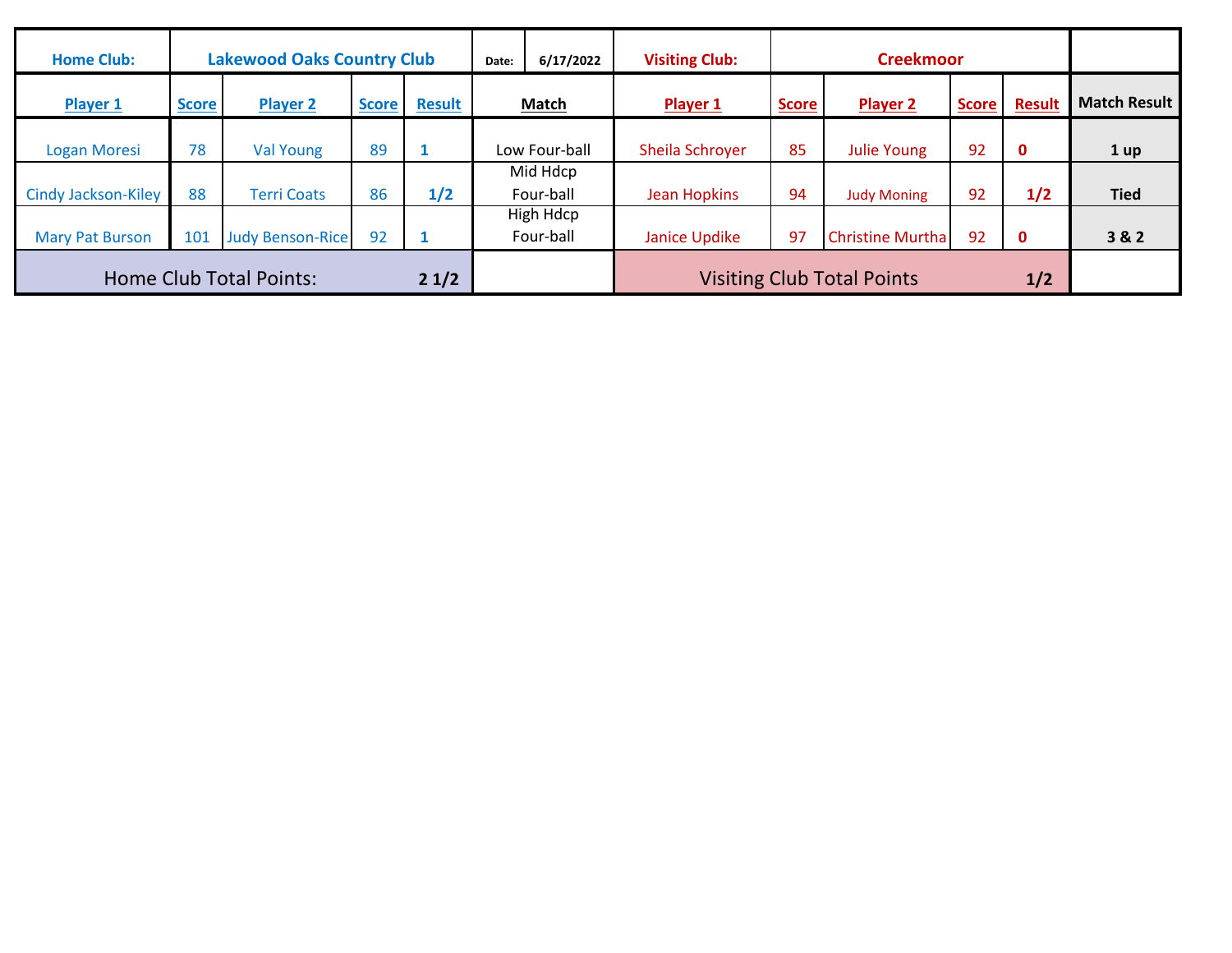| Home Club: | Lakewood Oaks Country Club | | | | Date: 6/17/2022 | Visiting Club: | Creekmoor | | | | |
|---|---|---|---|---|---|---|---|---|---|---|---|
| Player 1 | Score | Player 2 | Score | Result | Match | Player 1 | Score | Player 2 | Score | Result | Match Result |
| Logan Moresi | 78 | Val Young | 89 | 1 | Low Four-ball | Sheila Schroyer | 85 | Julie Young | 92 | 0 | 1 up |
| Cindy Jackson-Kiley | 88 | Terri Coats | 86 | 1/2 | Mid Hdcp Four-ball | Jean Hopkins | 94 | Judy Moning | 92 | 1/2 | Tied |
| Mary Pat Burson | 101 | Judy Benson-Rice | 92 | 1 | High Hdcp Four-ball | Janice Updike | 97 | Christine Murtha | 92 | 0 | 3 & 2 |
| Home Club Total Points: | | | | 2 1/2 | | Visiting Club Total Points | | | | 1/2 | |